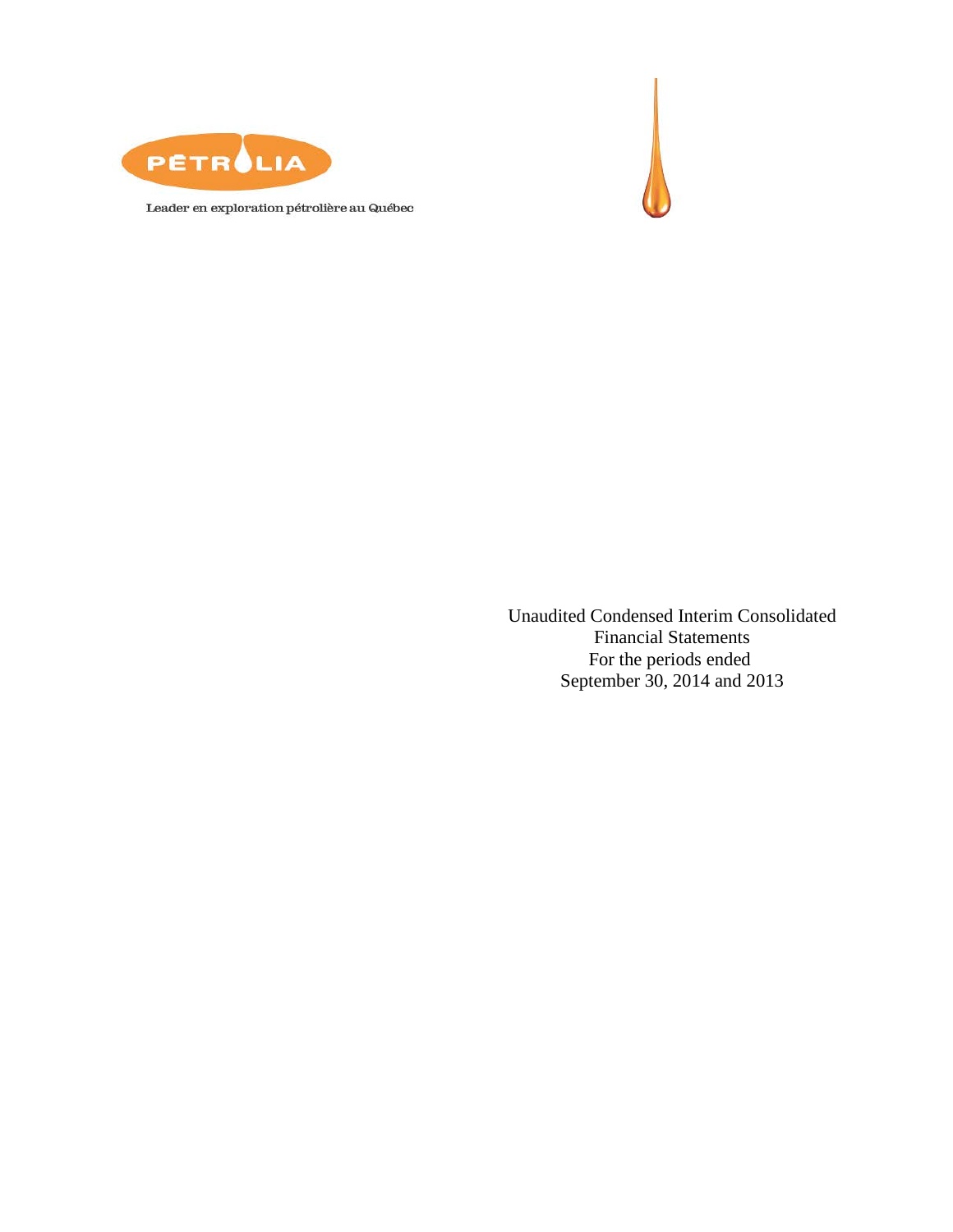PÉTROLIA

Leader en exploration pétrolière au Québec

Unaudited Condensed Interim Consolidated Financial Statements
For the periods ended
September 30, 2014 and 2013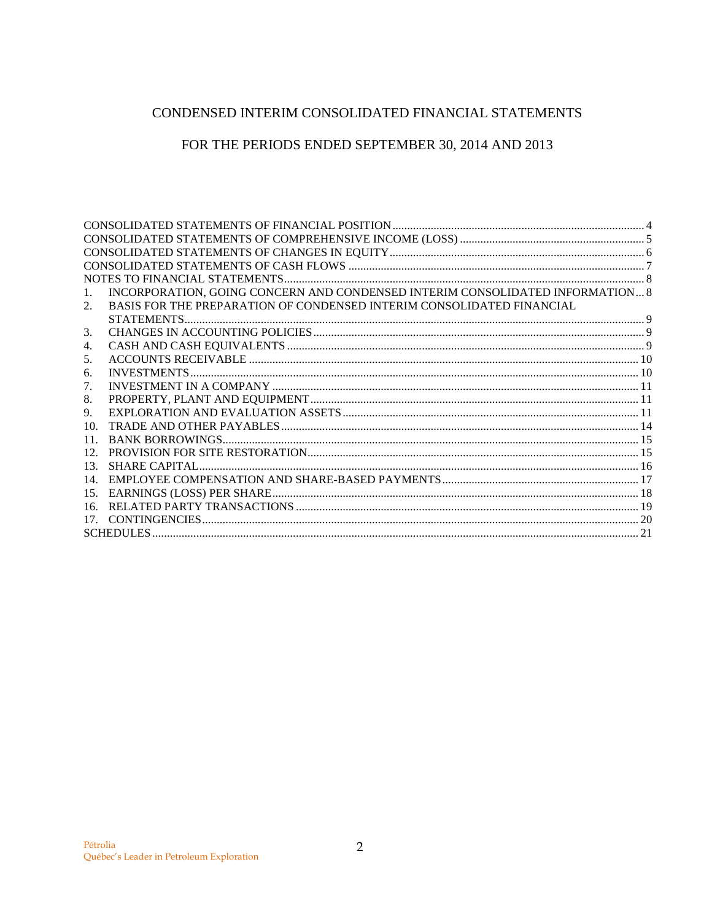# CONDENSED INTERIM CONSOLIDATED FINANCIAL STATEMENTS

## FOR THE PERIODS ENDED SEPTEMBER 30, 2014 AND 2013

CONSOLIDATED STATEMENTS OF FINANCIAL POSITION ..... 4
CONSOLIDATED STATEMENTS OF COMPREHENSIVE INCOME (LOSS) ..... 5
CONSOLIDATED STATEMENTS OF CHANGES IN EQUITY ..... 6
CONSOLIDATED STATEMENTS OF CASH FLOWS ..... 7
NOTES TO FINANCIAL STATEMENTS ..... 8

1. INCORPORATION, GOING CONCERN AND CONDENSED INTERIM CONSOLIDATED INFORMATION ..... 8
2. BASIS FOR THE PREPARATION OF CONDENSED INTERIM CONSOLIDATED FINANCIAL STATEMENTS ..... 9
3. CHANGES IN ACCOUNTING POLICIES ..... 9
4. CASH AND CASH EQUIVALENTS ..... 9
5. ACCOUNTS RECEIVABLE ..... 10
6. INVESTMENTS ..... 10
7. INVESTMENT IN A COMPANY ..... 11
8. PROPERTY, PLANT AND EQUIPMENT ..... 11
9. EXPLORATION AND EVALUATION ASSETS ..... 11
10. TRADE AND OTHER PAYABLES ..... 14
11. BANK BORROWINGS ..... 15
12. PROVISION FOR SITE RESTORATION ..... 15
13. SHARE CAPITAL ..... 16
14. EMPLOYEE COMPENSATION AND SHARE-BASED PAYMENTS ..... 17
15. EARNINGS (LOSS) PER SHARE ..... 18
16. RELATED PARTY TRANSACTIONS ..... 19
17. CONTINGENCIES ..... 20

SCHEDULES ..... 21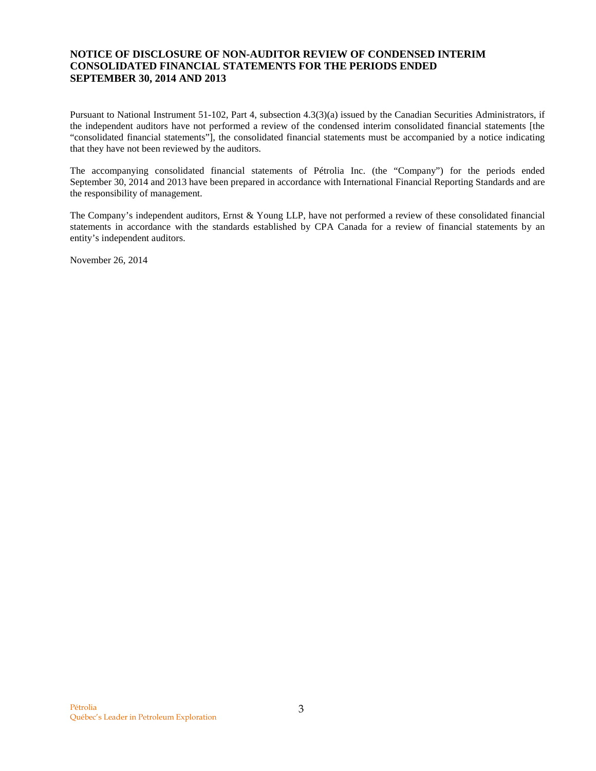## NOTICE OF DISCLOSURE OF NON-AUDITOR REVIEW OF CONDENSED INTERIM CONSOLIDATED FINANCIAL STATEMENTS FOR THE PERIODS ENDED SEPTEMBER 30, 2014 AND 2013

Pursuant to National Instrument 51-102, Part 4, subsection 4.3(3)(a) issued by the Canadian Securities Administrators, if the independent auditors have not performed a review of the condensed interim consolidated financial statements [the "consolidated financial statements"], the consolidated financial statements must be accompanied by a notice indicating that they have not been reviewed by the auditors.

The accompanying consolidated financial statements of Pétrolia Inc. (the "Company") for the periods ended September 30, 2014 and 2013 have been prepared in accordance with International Financial Reporting Standards and are the responsibility of management.

The Company's independent auditors, Ernst & Young LLP, have not performed a review of these consolidated financial statements in accordance with the standards established by CPA Canada for a review of financial statements by an entity's independent auditors.

November 26, 2014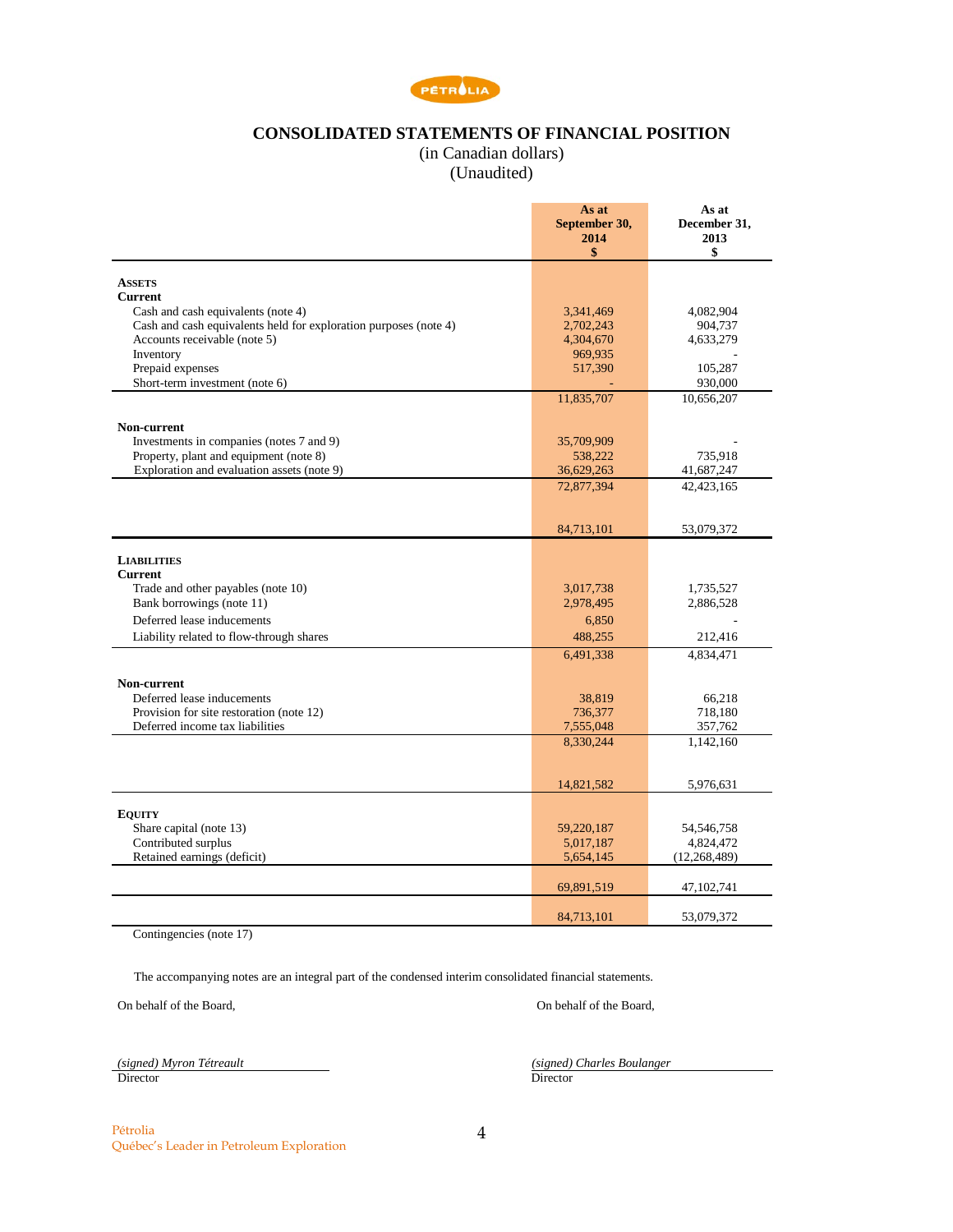# CONSOLIDATED STATEMENTS OF FINANCIAL POSITION

(in Canadian dollars)
(Unaudited)

| | As at September 30, 2014 $ | As at December 31, 2013 $ |
|---|---|---|
| **ASSETS** | | |
| **Current** | | |
| Cash and cash equivalents (note 4) | 3,341,469 | 4,082,904 |
| Cash and cash equivalents held for exploration purposes (note 4) | 2,702,243 | 904,737 |
| Accounts receivable (note 5) | 4,304,670 | 4,633,279 |
| Inventory | 969,935 | - |
| Prepaid expenses | 517,390 | 105,287 |
| Short-term investment (note 6) | - | 930,000 |
| | 11,835,707 | 10,656,207 |
| **Non-current** | | |
| Investments in companies (notes 7 and 9) | 35,709,909 | - |
| Property, plant and equipment (note 8) | 538,222 | 735,918 |
| Exploration and evaluation assets (note 9) | 36,629,263 | 41,687,247 |
| | 72,877,394 | 42,423,165 |
| | 84,713,101 | 53,079,372 |
| **LIABILITIES** | | |
| **Current** | | |
| Trade and other payables (note 10) | 3,017,738 | 1,735,527 |
| Bank borrowings (note 11) | 2,978,495 | 2,886,528 |
| Deferred lease inducements | 6,850 | - |
| Liability related to flow-through shares | 488,255 | 212,416 |
| | 6,491,338 | 4,834,471 |
| **Non-current** | | |
| Deferred lease inducements | 38,819 | 66,218 |
| Provision for site restoration (note 12) | 736,377 | 718,180 |
| Deferred income tax liabilities | 7,555,048 | 357,762 |
| | 8,330,244 | 1,142,160 |
| | 14,821,582 | 5,976,631 |
| **EQUITY** | | |
| Share capital (note 13) | 59,220,187 | 54,546,758 |
| Contributed surplus | 5,017,187 | 4,824,472 |
| Retained earnings (deficit) | 5,654,145 | (12,268,489) |
| | 69,891,519 | 47,102,741 |
| | 84,713,101 | 53,079,372 |

Contingencies (note 17)

The accompanying notes are an integral part of the condensed interim consolidated financial statements.

On behalf of the Board,

*(signed) Myron Tétreault*
Director

On behalf of the Board,

*(signed) Charles Boulanger*
Director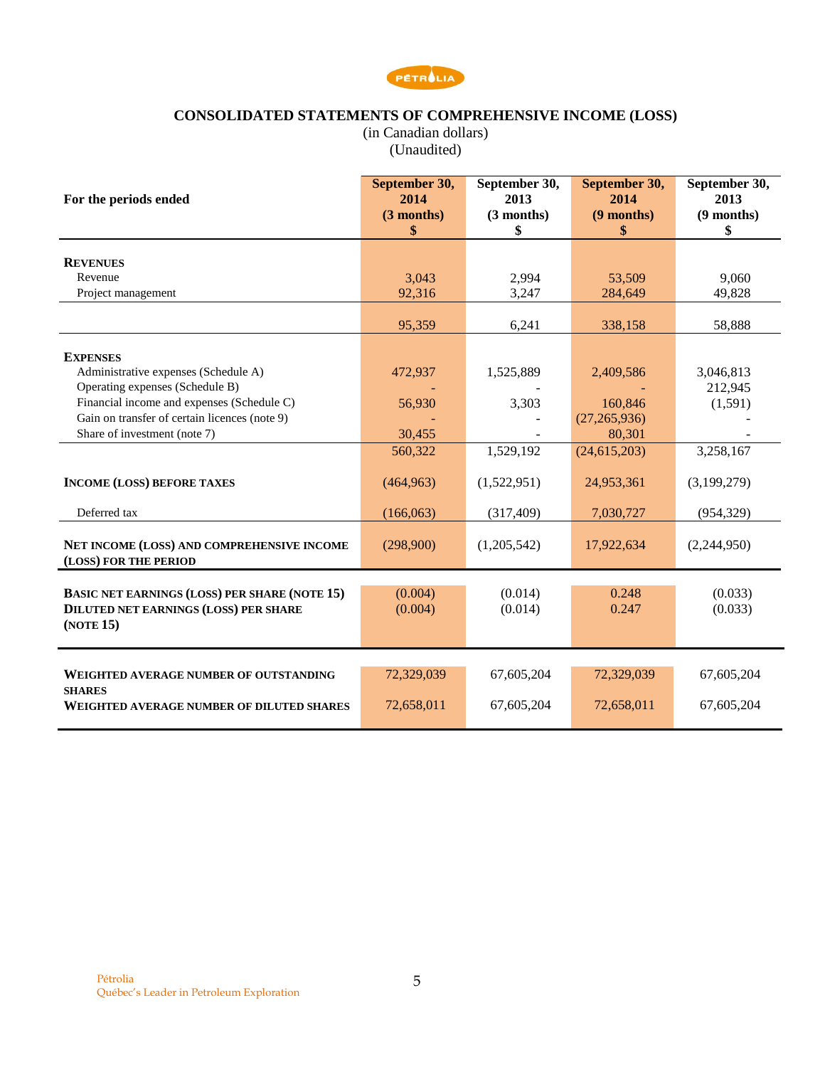# CONSOLIDATED STATEMENTS OF COMPREHENSIVE INCOME (LOSS)

(in Canadian dollars)
(Unaudited)

| For the periods ended | September 30, 2014 (3 months) $ | September 30, 2013 (3 months) $ | September 30, 2014 (9 months) $ | September 30, 2013 (9 months) $ |
|---|---|---|---|---|
| **REVENUES** | | | | |
| Revenue | 3,043 | 2,994 | 53,509 | 9,060 |
| Project management | 92,316 | 3,247 | 284,649 | 49,828 |
| | 95,359 | 6,241 | 338,158 | 58,888 |
| **EXPENSES** | | | | |
| Administrative expenses (Schedule A) | 472,937 | 1,525,889 | 2,409,586 | 3,046,813 |
| Operating expenses (Schedule B) | - | - | - | 212,945 |
| Financial income and expenses (Schedule C) | 56,930 | 3,303 | 160,846 | (1,591) |
| Gain on transfer of certain licences (note 9) | - | - | (27,265,936) | - |
| Share of investment (note 7) | 30,455 | - | 80,301 | - |
| | 560,322 | 1,529,192 | (24,615,203) | 3,258,167 |
| **INCOME (LOSS) BEFORE TAXES** | (464,963) | (1,522,951) | 24,953,361 | (3,199,279) |
| Deferred tax | (166,063) | (317,409) | 7,030,727 | (954,329) |
| **NET INCOME (LOSS) AND COMPREHENSIVE INCOME (LOSS) FOR THE PERIOD** | (298,900) | (1,205,542) | 17,922,634 | (2,244,950) |
| **BASIC NET EARNINGS (LOSS) PER SHARE (NOTE 15)** | (0.004) | (0.014) | 0.248 | (0.033) |
| **DILUTED NET EARNINGS (LOSS) PER SHARE (NOTE 15)** | (0.004) | (0.014) | 0.247 | (0.033) |
| **WEIGHTED AVERAGE NUMBER OF OUTSTANDING SHARES** | 72,329,039 | 67,605,204 | 72,329,039 | 67,605,204 |
| **WEIGHTED AVERAGE NUMBER OF DILUTED SHARES** | 72,658,011 | 67,605,204 | 72,658,011 | 67,605,204 |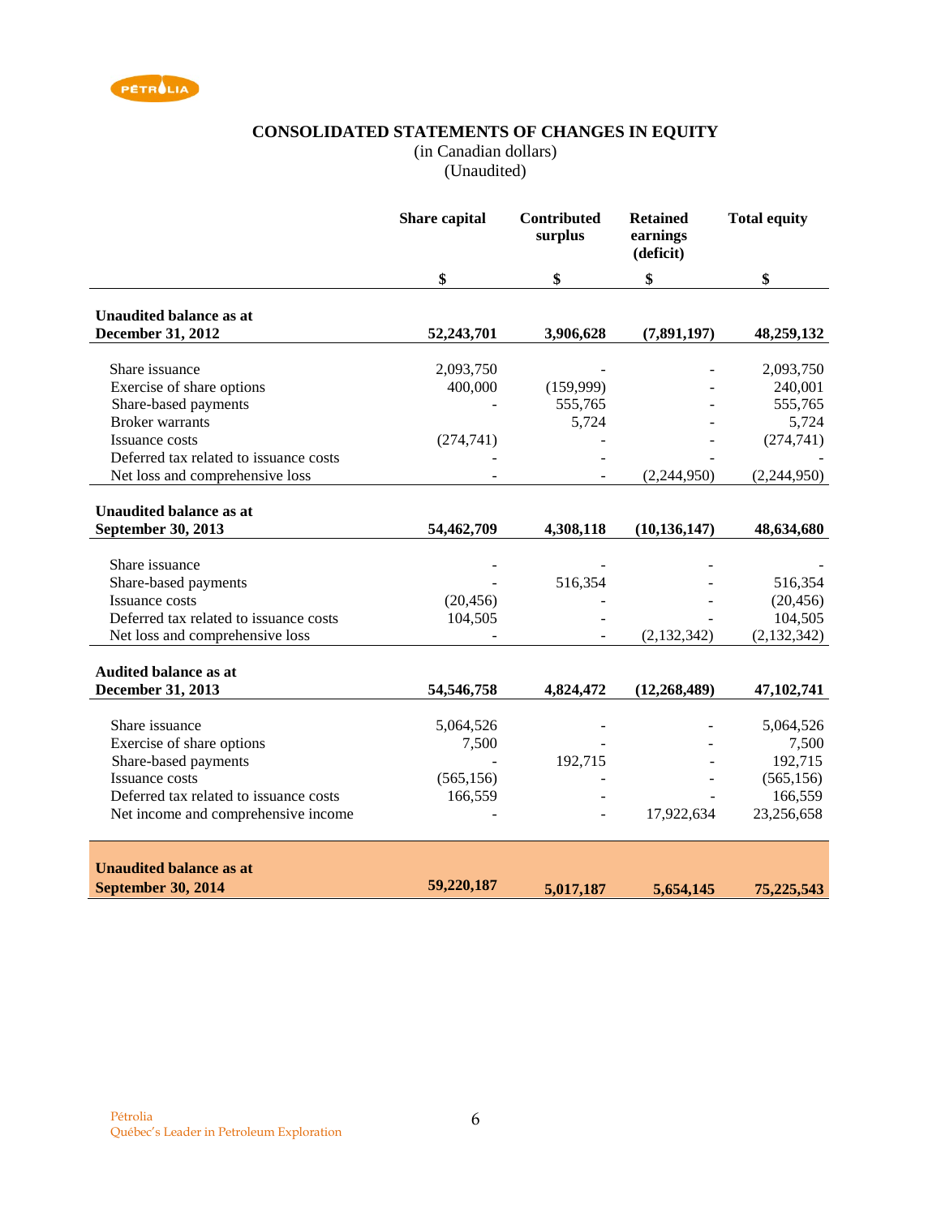# CONSOLIDATED STATEMENTS OF CHANGES IN EQUITY

(in Canadian dollars)
(Unaudited)

| | Share capital | Contributed surplus | Retained earnings (deficit) | Total equity |
|---|---|---|---|---|
| | $ | $ | $ | $ |
| **Unaudited balance as at December 31, 2012** | **52,243,701** | **3,906,628** | **(7,891,197)** | **48,259,132** |
| Share issuance | 2,093,750 | - | - | 2,093,750 |
| Exercise of share options | 400,000 | (159,999) | - | 240,001 |
| Share-based payments | - | 555,765 | - | 555,765 |
| Broker warrants | | 5,724 | - | 5,724 |
| Issuance costs | (274,741) | - | - | (274,741) |
| Deferred tax related to issuance costs | - | - | - | - |
| Net loss and comprehensive loss | - | - | (2,244,950) | (2,244,950) |
| **Unaudited balance as at September 30, 2013** | **54,462,709** | **4,308,118** | **(10,136,147)** | **48,634,680** |
| Share issuance | - | - | - | - |
| Share-based payments | - | 516,354 | - | 516,354 |
| Issuance costs | (20,456) | - | - | (20,456) |
| Deferred tax related to issuance costs | 104,505 | - | - | 104,505 |
| Net loss and comprehensive loss | - | - | (2,132,342) | (2,132,342) |
| **Audited balance as at December 31, 2013** | **54,546,758** | **4,824,472** | **(12,268,489)** | **47,102,741** |
| Share issuance | 5,064,526 | - | - | 5,064,526 |
| Exercise of share options | 7,500 | - | - | 7,500 |
| Share-based payments | - | 192,715 | - | 192,715 |
| Issuance costs | (565,156) | - | - | (565,156) |
| Deferred tax related to issuance costs | 166,559 | - | - | 166,559 |
| Net income and comprehensive income | - | - | 17,922,634 | 23,256,658 |
| **Unaudited balance as at September 30, 2014** | **59,220,187** | **5,017,187** | **5,654,145** | **75,225,543** |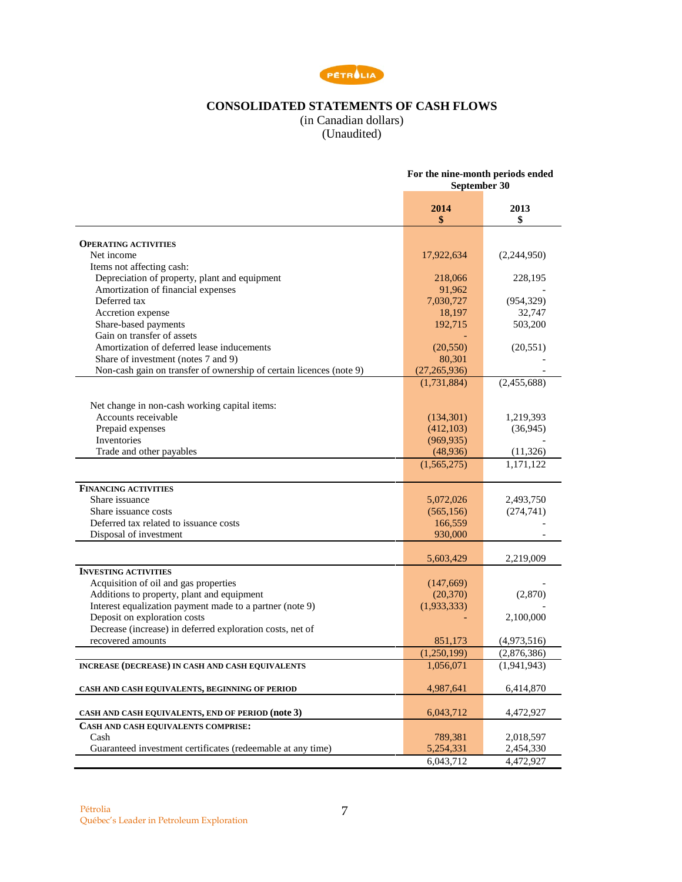# CONSOLIDATED STATEMENTS OF CASH FLOWS

(in Canadian dollars)
(Unaudited)

| | For the nine-month periods ended September 30 | |
|---|---|---|
| | 2014 $ | 2013 $ |
| **OPERATING ACTIVITIES** | | |
| Net income | 17,922,634 | (2,244,950) |
| Items not affecting cash: | | |
| Depreciation of property, plant and equipment | 218,066 | 228,195 |
| Amortization of financial expenses | 91,962 | - |
| Deferred tax | 7,030,727 | (954,329) |
| Accretion expense | 18,197 | 32,747 |
| Share-based payments | 192,715 | 503,200 |
| Gain on transfer of assets | - | |
| Amortization of deferred lease inducements | (20,550) | (20,551) |
| Share of investment (notes 7 and 9) | 80,301 | - |
| Non-cash gain on transfer of ownership of certain licences (note 9) | (27,265,936) | - |
| | (1,731,884) | (2,455,688) |
| Net change in non-cash working capital items: | | |
| Accounts receivable | (134,301) | 1,219,393 |
| Prepaid expenses | (412,103) | (36,945) |
| Inventories | (969,935) | - |
| Trade and other payables | (48,936) | (11,326) |
| | (1,565,275) | 1,171,122 |
| **FINANCING ACTIVITIES** | | |
| Share issuance | 5,072,026 | 2,493,750 |
| Share issuance costs | (565,156) | (274,741) |
| Deferred tax related to issuance costs | 166,559 | - |
| Disposal of investment | 930,000 | - |
| | 5,603,429 | 2,219,009 |
| **INVESTING ACTIVITIES** | | |
| Acquisition of oil and gas properties | (147,669) | - |
| Additions to property, plant and equipment | (20,370) | (2,870) |
| Interest equalization payment made to a partner (note 9) | (1,933,333) | - |
| Deposit on exploration costs | - | 2,100,000 |
| Decrease (increase) in deferred exploration costs, net of recovered amounts | 851,173 | (4,973,516) |
| | (1,250,199) | (2,876,386) |
| **INCREASE (DECREASE) IN CASH AND CASH EQUIVALENTS** | 1,056,071 | (1,941,943) |
| **CASH AND CASH EQUIVALENTS, BEGINNING OF PERIOD** | 4,987,641 | 6,414,870 |
| **CASH AND CASH EQUIVALENTS, END OF PERIOD (note 3)** | 6,043,712 | 4,472,927 |
| **CASH AND CASH EQUIVALENTS COMPRISE:** | | |
| Cash | 789,381 | 2,018,597 |
| Guaranteed investment certificates (redeemable at any time) | 5,254,331 | 2,454,330 |
| | 6,043,712 | 4,472,927 |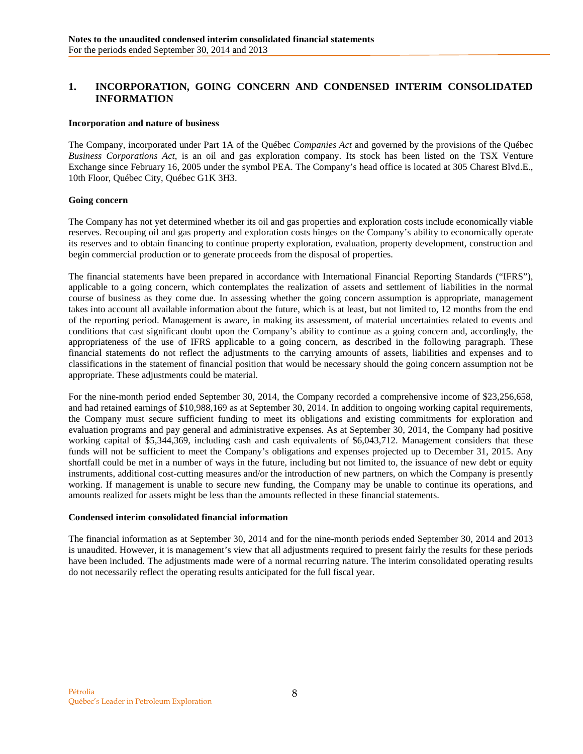## 1. INCORPORATION, GOING CONCERN AND CONDENSED INTERIM CONSOLIDATED INFORMATION

**Incorporation and nature of business**

The Company, incorporated under Part 1A of the Québec *Companies Act* and governed by the provisions of the Québec *Business Corporations Act*, is an oil and gas exploration company. Its stock has been listed on the TSX Venture Exchange since February 16, 2005 under the symbol PEA. The Company's head office is located at 305 Charest Blvd.E., 10th Floor, Québec City, Québec G1K 3H3.

**Going concern**

The Company has not yet determined whether its oil and gas properties and exploration costs include economically viable reserves. Recouping oil and gas property and exploration costs hinges on the Company's ability to economically operate its reserves and to obtain financing to continue property exploration, evaluation, property development, construction and begin commercial production or to generate proceeds from the disposal of properties.

The financial statements have been prepared in accordance with International Financial Reporting Standards ("IFRS"), applicable to a going concern, which contemplates the realization of assets and settlement of liabilities in the normal course of business as they come due. In assessing whether the going concern assumption is appropriate, management takes into account all available information about the future, which is at least, but not limited to, 12 months from the end of the reporting period. Management is aware, in making its assessment, of material uncertainties related to events and conditions that cast significant doubt upon the Company's ability to continue as a going concern and, accordingly, the appropriateness of the use of IFRS applicable to a going concern, as described in the following paragraph. These financial statements do not reflect the adjustments to the carrying amounts of assets, liabilities and expenses and to classifications in the statement of financial position that would be necessary should the going concern assumption not be appropriate. These adjustments could be material.

For the nine-month period ended September 30, 2014, the Company recorded a comprehensive income of $23,256,658, and had retained earnings of $10,988,169 as at September 30, 2014. In addition to ongoing working capital requirements, the Company must secure sufficient funding to meet its obligations and existing commitments for exploration and evaluation programs and pay general and administrative expenses. As at September 30, 2014, the Company had positive working capital of $5,344,369, including cash and cash equivalents of $6,043,712. Management considers that these funds will not be sufficient to meet the Company's obligations and expenses projected up to December 31, 2015. Any shortfall could be met in a number of ways in the future, including but not limited to, the issuance of new debt or equity instruments, additional cost-cutting measures and/or the introduction of new partners, on which the Company is presently working. If management is unable to secure new funding, the Company may be unable to continue its operations, and amounts realized for assets might be less than the amounts reflected in these financial statements.

**Condensed interim consolidated financial information**

The financial information as at September 30, 2014 and for the nine-month periods ended September 30, 2014 and 2013 is unaudited. However, it is management's view that all adjustments required to present fairly the results for these periods have been included. The adjustments made were of a normal recurring nature. The interim consolidated operating results do not necessarily reflect the operating results anticipated for the full fiscal year.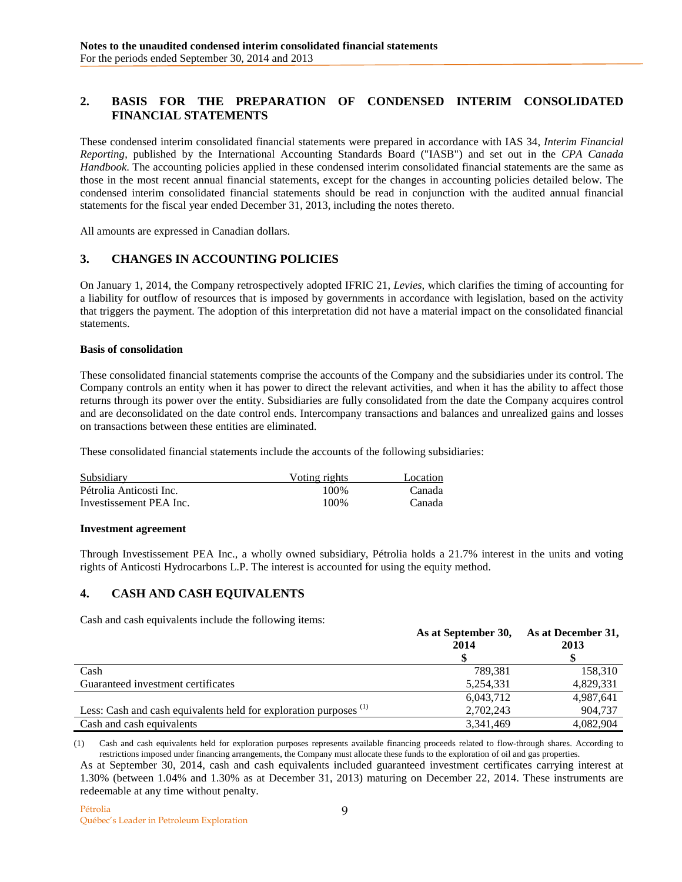## 2. BASIS FOR THE PREPARATION OF CONDENSED INTERIM CONSOLIDATED FINANCIAL STATEMENTS

These condensed interim consolidated financial statements were prepared in accordance with IAS 34, *Interim Financial Reporting*, published by the International Accounting Standards Board ("IASB") and set out in the *CPA Canada Handbook*. The accounting policies applied in these condensed interim consolidated financial statements are the same as those in the most recent annual financial statements, except for the changes in accounting policies detailed below. The condensed interim consolidated financial statements should be read in conjunction with the audited annual financial statements for the fiscal year ended December 31, 2013, including the notes thereto.

All amounts are expressed in Canadian dollars.

## 3. CHANGES IN ACCOUNTING POLICIES

On January 1, 2014, the Company retrospectively adopted IFRIC 21, *Levies*, which clarifies the timing of accounting for a liability for outflow of resources that is imposed by governments in accordance with legislation, based on the activity that triggers the payment. The adoption of this interpretation did not have a material impact on the consolidated financial statements.

**Basis of consolidation**

These consolidated financial statements comprise the accounts of the Company and the subsidiaries under its control. The Company controls an entity when it has power to direct the relevant activities, and when it has the ability to affect those returns through its power over the entity. Subsidiaries are fully consolidated from the date the Company acquires control and are deconsolidated on the date control ends. Intercompany transactions and balances and unrealized gains and losses on transactions between these entities are eliminated.

These consolidated financial statements include the accounts of the following subsidiaries:

| Subsidiary | Voting rights | Location |
|---|---|---|
| Pétrolia Anticosti Inc. | 100% | Canada |
| Investissement PEA Inc. | 100% | Canada |

**Investment agreement**

Through Investissement PEA Inc., a wholly owned subsidiary, Pétrolia holds a 21.7% interest in the units and voting rights of Anticosti Hydrocarbons L.P. The interest is accounted for using the equity method.

## 4. CASH AND CASH EQUIVALENTS

Cash and cash equivalents include the following items:

| | As at September 30, 2014 | As at December 31, 2013 |
|---|---|---|
| | $ | $ |
| Cash | 789,381 | 158,310 |
| Guaranteed investment certificates | 5,254,331 | 4,829,331 |
| | 6,043,712 | 4,987,641 |
| Less: Cash and cash equivalents held for exploration purposes (1) | 2,702,243 | 904,737 |
| Cash and cash equivalents | 3,341,469 | 4,082,904 |

(1) Cash and cash equivalents held for exploration purposes represents available financing proceeds related to flow-through shares. According to restrictions imposed under financing arrangements, the Company must allocate these funds to the exploration of oil and gas properties.

As at September 30, 2014, cash and cash equivalents included guaranteed investment certificates carrying interest at 1.30% (between 1.04% and 1.30% as at December 31, 2013) maturing on December 22, 2014. These instruments are redeemable at any time without penalty.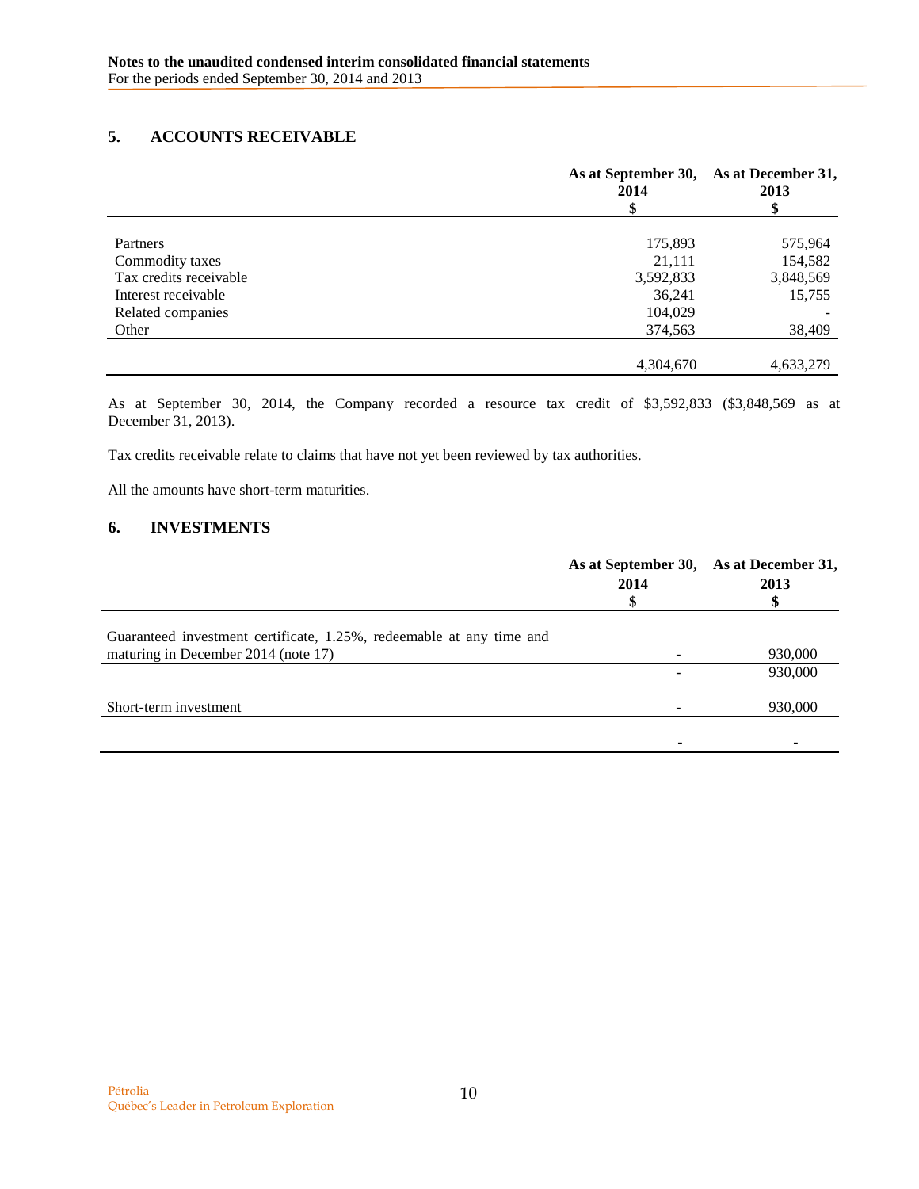## 5. ACCOUNTS RECEIVABLE

| | As at September 30, 2014 $ | As at December 31, 2013 $ |
|---|---|---|
| Partners | 175,893 | 575,964 |
| Commodity taxes | 21,111 | 154,582 |
| Tax credits receivable | 3,592,833 | 3,848,569 |
| Interest receivable | 36,241 | 15,755 |
| Related companies | 104,029 | - |
| Other | 374,563 | 38,409 |
| | 4,304,670 | 4,633,279 |

As at September 30, 2014, the Company recorded a resource tax credit of $3,592,833 ($3,848,569 as at December 31, 2013).

Tax credits receivable relate to claims that have not yet been reviewed by tax authorities.

All the amounts have short-term maturities.

## 6. INVESTMENTS

| | As at September 30, 2014 $ | As at December 31, 2013 $ |
|---|---|---|
| Guaranteed investment certificate, 1.25%, redeemable at any time and maturing in December 2014 (note 17) | - | 930,000 |
| | - | 930,000 |
| Short-term investment | - | 930,000 |
| | - | - |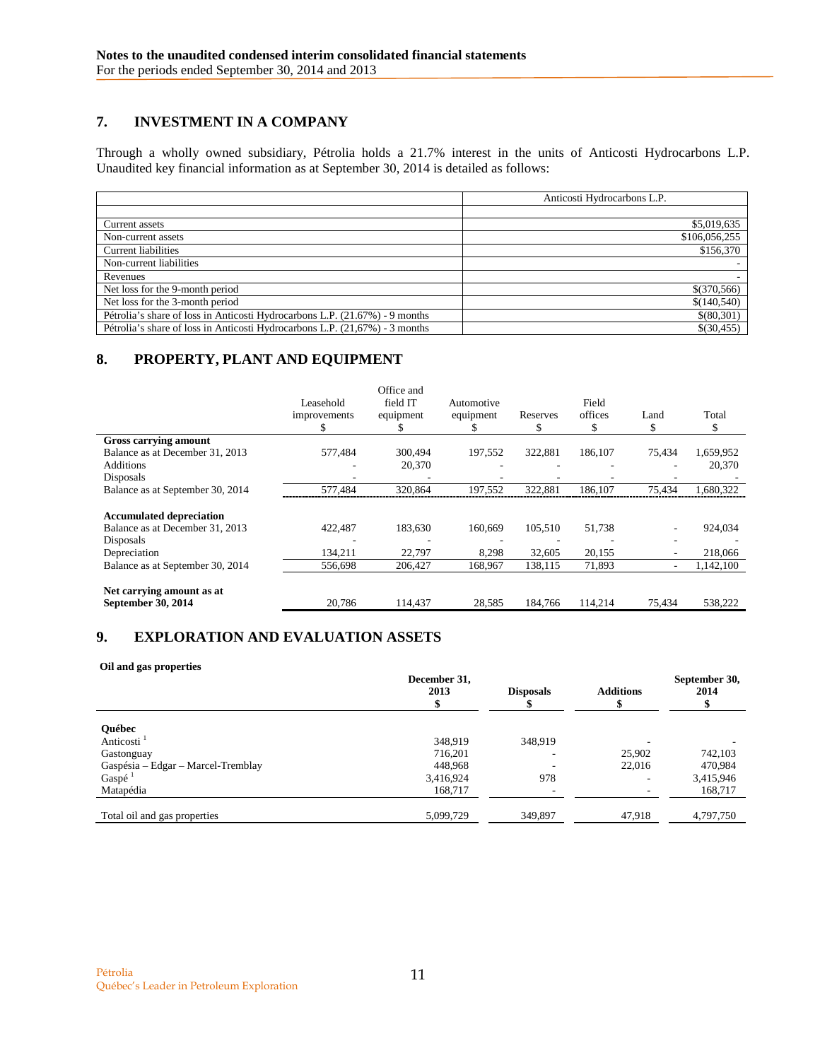## 7. INVESTMENT IN A COMPANY

Through a wholly owned subsidiary, Pétrolia holds a 21.7% interest in the units of Anticosti Hydrocarbons L.P. Unaudited key financial information as at September 30, 2014 is detailed as follows:

| | Anticosti Hydrocarbons L.P. |
|---|---|
| | |
| Current assets | $5,019,635 |
| Non-current assets | $106,056,255 |
| Current liabilities | $156,370 |
| Non-current liabilities | - |
| Revenues | - |
| Net loss for the 9-month period | $(370,566) |
| Net loss for the 3-month period | $(140,540) |
| Pétrolia's share of loss in Anticosti Hydrocarbons L.P. (21.67%) - 9 months | $(80,301) |
| Pétrolia's share of loss in Anticosti Hydrocarbons L.P. (21,67%) - 3 months | $(30,455) |

## 8. PROPERTY, PLANT AND EQUIPMENT

| | Leasehold improvements $ | Office and field IT equipment $ | Automotive equipment $ | Reserves $ | Field offices $ | Land $ | Total $ |
|---|---|---|---|---|---|---|---|
| **Gross carrying amount** | | | | | | | |
| Balance as at December 31, 2013 | 577,484 | 300,494 | 197,552 | 322,881 | 186,107 | 75,434 | 1,659,952 |
| Additions | - | 20,370 | - | - | - | - | 20,370 |
| Disposals | - | - | - | - | - | - | - |
| Balance as at September 30, 2014 | 577,484 | 320,864 | 197,552 | 322,881 | 186,107 | 75,434 | 1,680,322 |
| **Accumulated depreciation** | | | | | | | |
| Balance as at December 31, 2013 | 422,487 | 183,630 | 160,669 | 105,510 | 51,738 | - | 924,034 |
| Disposals | - | - | - | - | - | - | - |
| Depreciation | 134,211 | 22,797 | 8,298 | 32,605 | 20,155 | - | 218,066 |
| Balance as at September 30, 2014 | 556,698 | 206,427 | 168,967 | 138,115 | 71,893 | - | 1,142,100 |
| **Net carrying amount as at September 30, 2014** | 20,786 | 114,437 | 28,585 | 184,766 | 114,214 | 75,434 | 538,222 |

## 9. EXPLORATION AND EVALUATION ASSETS

**Oil and gas properties**

| | **December 31, 2013 $** | **Disposals $** | **Additions $** | **September 30, 2014 $** |
|---|---|---|---|---|
| **Québec** | | | | |
| Anticosti [1] | 348,919 | 348,919 | - | - |
| Gastonguay | 716,201 | - | 25,902 | 742,103 |
| Gaspésia – Edgar – Marcel-Tremblay | 448,968 | - | 22,016 | 470,984 |
| Gaspé [1] | 3,416,924 | 978 | - | 3,415,946 |
| Matapédia | 168,717 | - | - | 168,717 |
| Total oil and gas properties | 5,099,729 | 349,897 | 47,918 | 4,797,750 |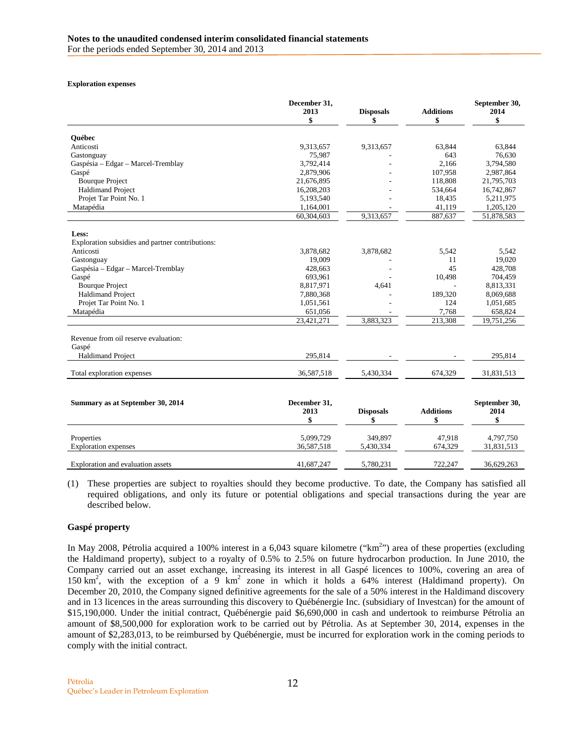**Exploration expenses**

| | December 31, 2013 $ | Disposals $ | Additions $ | September 30, 2014 $ |
|---|---|---|---|---|
| **Québec** | | | | |
| Anticosti | 9,313,657 | 9,313,657 | 63,844 | 63,844 |
| Gastonguay | 75,987 | - | 643 | 76,630 |
| Gaspésia – Edgar – Marcel-Tremblay | 3,792,414 | - | 2,166 | 3,794,580 |
| Gaspé | 2,879,906 | - | 107,958 | 2,987,864 |
| Bourque Project | 21,676,895 | - | 118,808 | 21,795,703 |
| Haldimand Project | 16,208,203 | - | 534,664 | 16,742,867 |
| Projet Tar Point No. 1 | 5,193,540 | - | 18,435 | 5,211,975 |
| Matapédia | 1,164,001 | - | 41,119 | 1,205,120 |
| | 60,304,603 | 9,313,657 | 887,637 | 51,878,583 |
| **Less:** | | | | |
| Exploration subsidies and partner contributions: | | | | |
| Anticosti | 3,878,682 | 3,878,682 | 5,542 | 5,542 |
| Gastonguay | 19,009 | - | 11 | 19,020 |
| Gaspésia – Edgar – Marcel-Tremblay | 428,663 | - | 45 | 428,708 |
| Gaspé | 693,961 | - | 10,498 | 704,459 |
| Bourque Project | 8,817,971 | 4,641 | - | 8,813,331 |
| Haldimand Project | 7,880,368 | - | 189,320 | 8,069,688 |
| Projet Tar Point No. 1 | 1,051,561 | - | 124 | 1,051,685 |
| Matapédia | 651,056 | - | 7,768 | 658,824 |
| | 23,421,271 | 3,883,323 | 213,308 | 19,751,256 |
| Revenue from oil reserve evaluation: | | | | |
| Gaspé | | | | |
| Haldimand Project | 295,814 | - | - | 295,814 |
| Total exploration expenses | 36,587,518 | 5,430,334 | 674,329 | 31,831,513 |

| **Summary as at September 30, 2014** | December 31, 2013 $ | Disposals $ | Additions $ | September 30, 2014 $ |
|---|---|---|---|---|
| Properties | 5,099,729 | 349,897 | 47,918 | 4,797,750 |
| Exploration expenses | 36,587,518 | 5,430,334 | 674,329 | 31,831,513 |
| Exploration and evaluation assets | 41,687,247 | 5,780,231 | 722,247 | 36,629,263 |

(1) These properties are subject to royalties should they become productive. To date, the Company has satisfied all required obligations, and only its future or potential obligations and special transactions during the year are described below.

## Gaspé property

In May 2008, Pétrolia acquired a 100% interest in a 6,043 square kilometre ("km$^2$") area of these properties (excluding the Haldimand property), subject to a royalty of 0.5% to 2.5% on future hydrocarbon production. In June 2010, the Company carried out an asset exchange, increasing its interest in all Gaspé licences to 100%, covering an area of 150 km$^2$, with the exception of a 9 km$^2$ zone in which it holds a 64% interest (Haldimand property). On December 20, 2010, the Company signed definitive agreements for the sale of a 50% interest in the Haldimand discovery and in 13 licences in the areas surrounding this discovery to Québénergie Inc. (subsidiary of Investcan) for the amount of $15,190,000. Under the initial contract, Québénergie paid $6,690,000 in cash and undertook to reimburse Pétrolia an amount of $8,500,000 for exploration work to be carried out by Pétrolia. As at September 30, 2014, expenses in the amount of $2,283,013, to be reimbursed by Québénergie, must be incurred for exploration work in the coming periods to comply with the initial contract.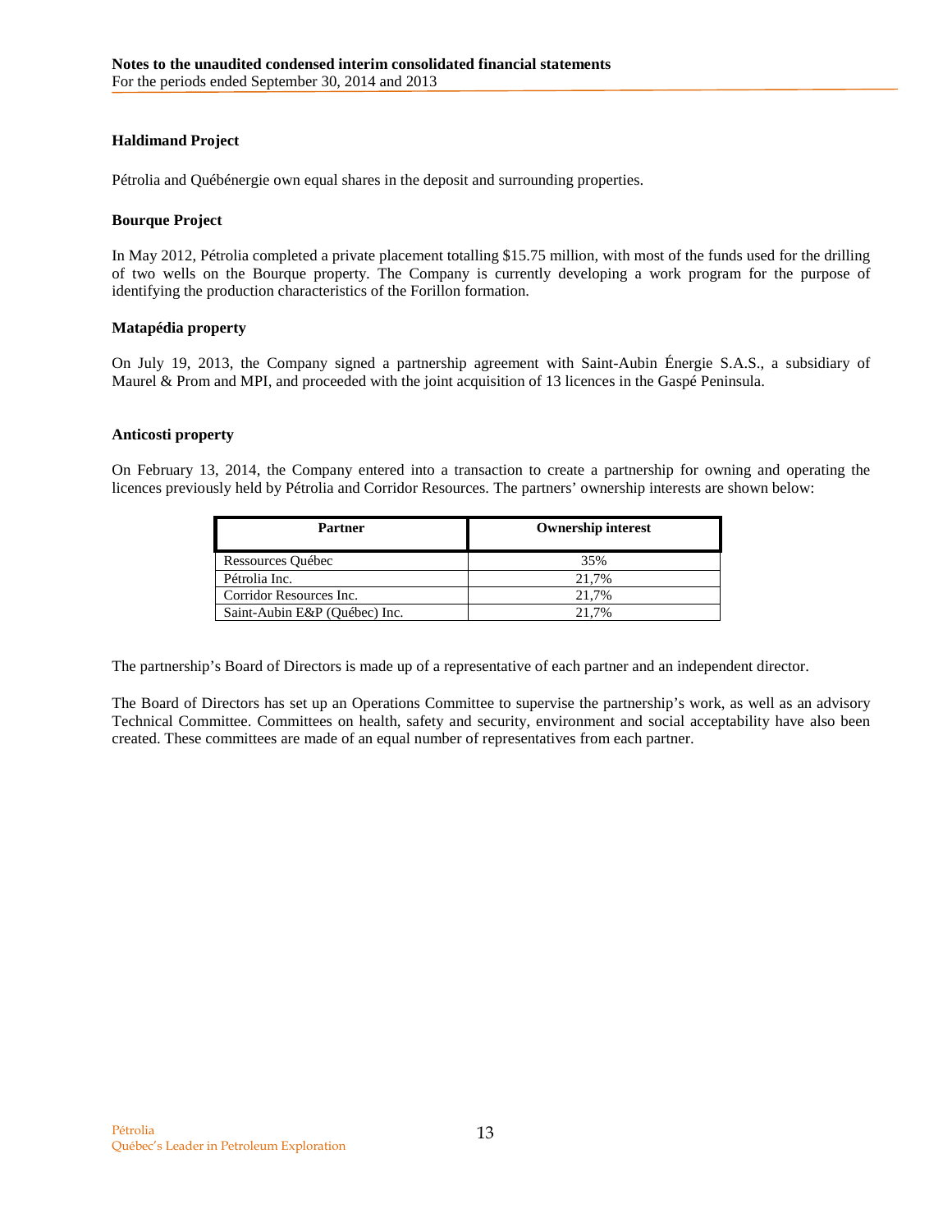### Haldimand Project

Pétrolia and Québénergie own equal shares in the deposit and surrounding properties.

### Bourque Project

In May 2012, Pétrolia completed a private placement totalling $15.75 million, with most of the funds used for the drilling of two wells on the Bourque property. The Company is currently developing a work program for the purpose of identifying the production characteristics of the Forillon formation.

### Matapédia property

On July 19, 2013, the Company signed a partnership agreement with Saint-Aubin Énergie S.A.S., a subsidiary of Maurel & Prom and MPI, and proceeded with the joint acquisition of 13 licences in the Gaspé Peninsula.

### Anticosti property

On February 13, 2014, the Company entered into a transaction to create a partnership for owning and operating the licences previously held by Pétrolia and Corridor Resources. The partners' ownership interests are shown below:

| Partner | Ownership interest |
|---|---|
| Ressources Québec | 35% |
| Pétrolia Inc. | 21,7% |
| Corridor Resources Inc. | 21,7% |
| Saint-Aubin E&P (Québec) Inc. | 21,7% |

The partnership's Board of Directors is made up of a representative of each partner and an independent director.

The Board of Directors has set up an Operations Committee to supervise the partnership's work, as well as an advisory Technical Committee. Committees on health, safety and security, environment and social acceptability have also been created. These committees are made of an equal number of representatives from each partner.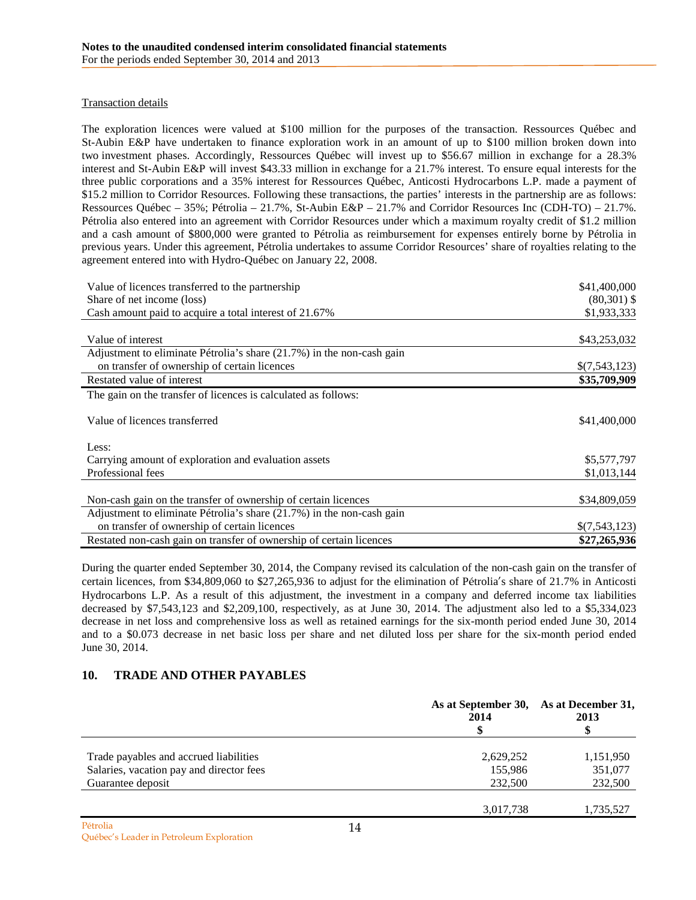Transaction details

The exploration licences were valued at $100 million for the purposes of the transaction. Ressources Québec and St-Aubin E&P have undertaken to finance exploration work in an amount of up to $100 million broken down into two investment phases. Accordingly, Ressources Québec will invest up to $56.67 million in exchange for a 28.3% interest and St-Aubin E&P will invest $43.33 million in exchange for a 21.7% interest. To ensure equal interests for the three public corporations and a 35% interest for Ressources Québec, Anticosti Hydrocarbons L.P. made a payment of $15.2 million to Corridor Resources. Following these transactions, the parties' interests in the partnership are as follows: Ressources Québec – 35%; Pétrolia – 21.7%, St-Aubin E&P – 21.7% and Corridor Resources Inc (CDH-TO) – 21.7%. Pétrolia also entered into an agreement with Corridor Resources under which a maximum royalty credit of $1.2 million and a cash amount of $800,000 were granted to Pétrolia as reimbursement for expenses entirely borne by Pétrolia in previous years. Under this agreement, Pétrolia undertakes to assume Corridor Resources' share of royalties relating to the agreement entered into with Hydro-Québec on January 22, 2008.

| | |
|---|---|
| Value of licences transferred to the partnership | $41,400,000 |
| Share of net income (loss) | (80,301) $ |
| Cash amount paid to acquire a total interest of 21.67% | $1,933,333 |
| Value of interest | $43,253,032 |
| Adjustment to eliminate Pétrolia's share (21.7%) in the non-cash gain on transfer of ownership of certain licences | $(7,543,123) |
| Restated value of interest | **$35,709,909** |
| The gain on the transfer of licences is calculated as follows: | |
| Value of licences transferred | $41,400,000 |
| Less: | |
| Carrying amount of exploration and evaluation assets | $5,577,797 |
| Professional fees | $1,013,144 |
| Non-cash gain on the transfer of ownership of certain licences | $34,809,059 |
| Adjustment to eliminate Pétrolia's share (21.7%) in the non-cash gain on transfer of ownership of certain licences | $(7,543,123) |
| Restated non-cash gain on transfer of ownership of certain licences | **$27,265,936** |

During the quarter ended September 30, 2014, the Company revised its calculation of the non-cash gain on the transfer of certain licences, from $34,809,060 to $27,265,936 to adjust for the elimination of Pétrolia′s share of 21.7% in Anticosti Hydrocarbons L.P. As a result of this adjustment, the investment in a company and deferred income tax liabilities decreased by $7,543,123 and $2,209,100, respectively, as at June 30, 2014. The adjustment also led to a $5,334,023 decrease in net loss and comprehensive loss as well as retained earnings for the six-month period ended June 30, 2014 and to a $0.073 decrease in net basic loss per share and net diluted loss per share for the six-month period ended June 30, 2014.

## 10. TRADE AND OTHER PAYABLES

| | As at September 30, 2014 $ | As at December 31, 2013 $ |
|---|---|---|
| Trade payables and accrued liabilities | 2,629,252 | 1,151,950 |
| Salaries, vacation pay and director fees | 155,986 | 351,077 |
| Guarantee deposit | 232,500 | 232,500 |
| | 3,017,738 | 1,735,527 |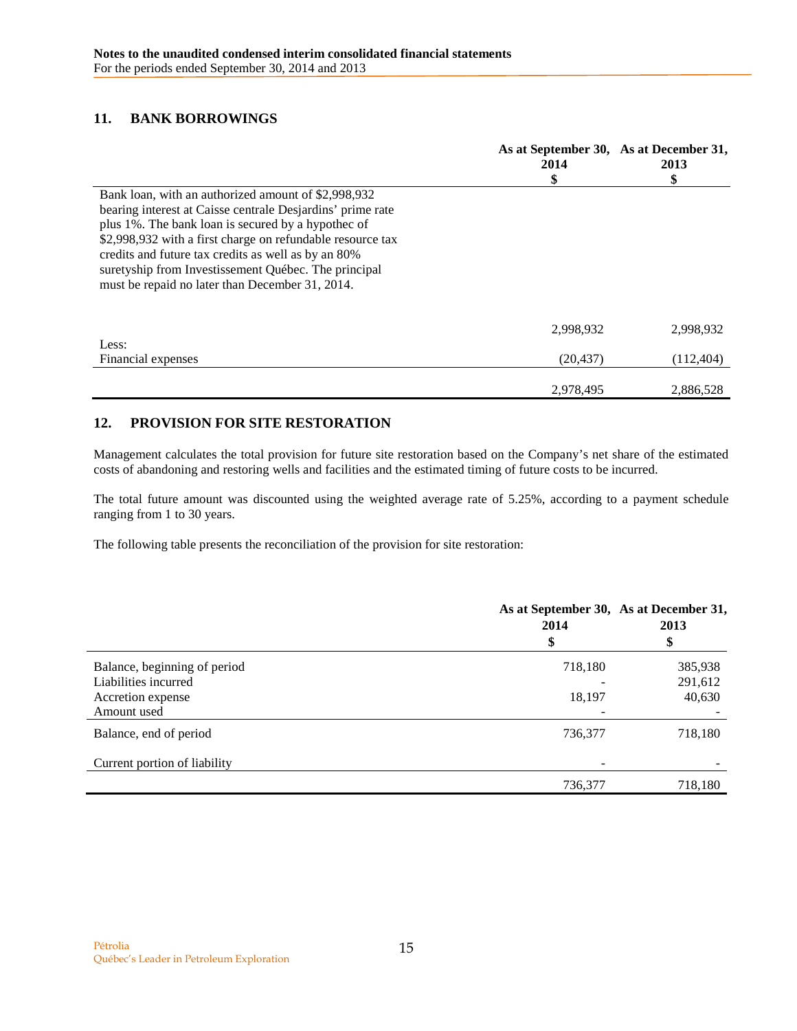## 11. BANK BORROWINGS

| | As at September 30, 2014 $ | As at December 31, 2013 $ |
|---|---|---|
| Bank loan, with an authorized amount of $2,998,932 bearing interest at Caisse centrale Desjardins' prime rate plus 1%. The bank loan is secured by a hypothec of $2,998,932 with a first charge on refundable resource tax credits and future tax credits as well as by an 80% suretyship from Investissement Québec. The principal must be repaid no later than December 31, 2014. | 2,998,932 | 2,998,932 |
| Less: | | |
| Financial expenses | (20,437) | (112,404) |
| | 2,978,495 | 2,886,528 |

## 12. PROVISION FOR SITE RESTORATION

Management calculates the total provision for future site restoration based on the Company's net share of the estimated costs of abandoning and restoring wells and facilities and the estimated timing of future costs to be incurred.

The total future amount was discounted using the weighted average rate of 5.25%, according to a payment schedule ranging from 1 to 30 years.

The following table presents the reconciliation of the provision for site restoration:

| | As at September 30, 2014 $ | As at December 31, 2013 $ |
|---|---|---|
| Balance, beginning of period | 718,180 | 385,938 |
| Liabilities incurred | - | 291,612 |
| Accretion expense | 18,197 | 40,630 |
| Amount used | - | - |
| Balance, end of period | 736,377 | 718,180 |
| Current portion of liability | - | - |
| | 736,377 | 718,180 |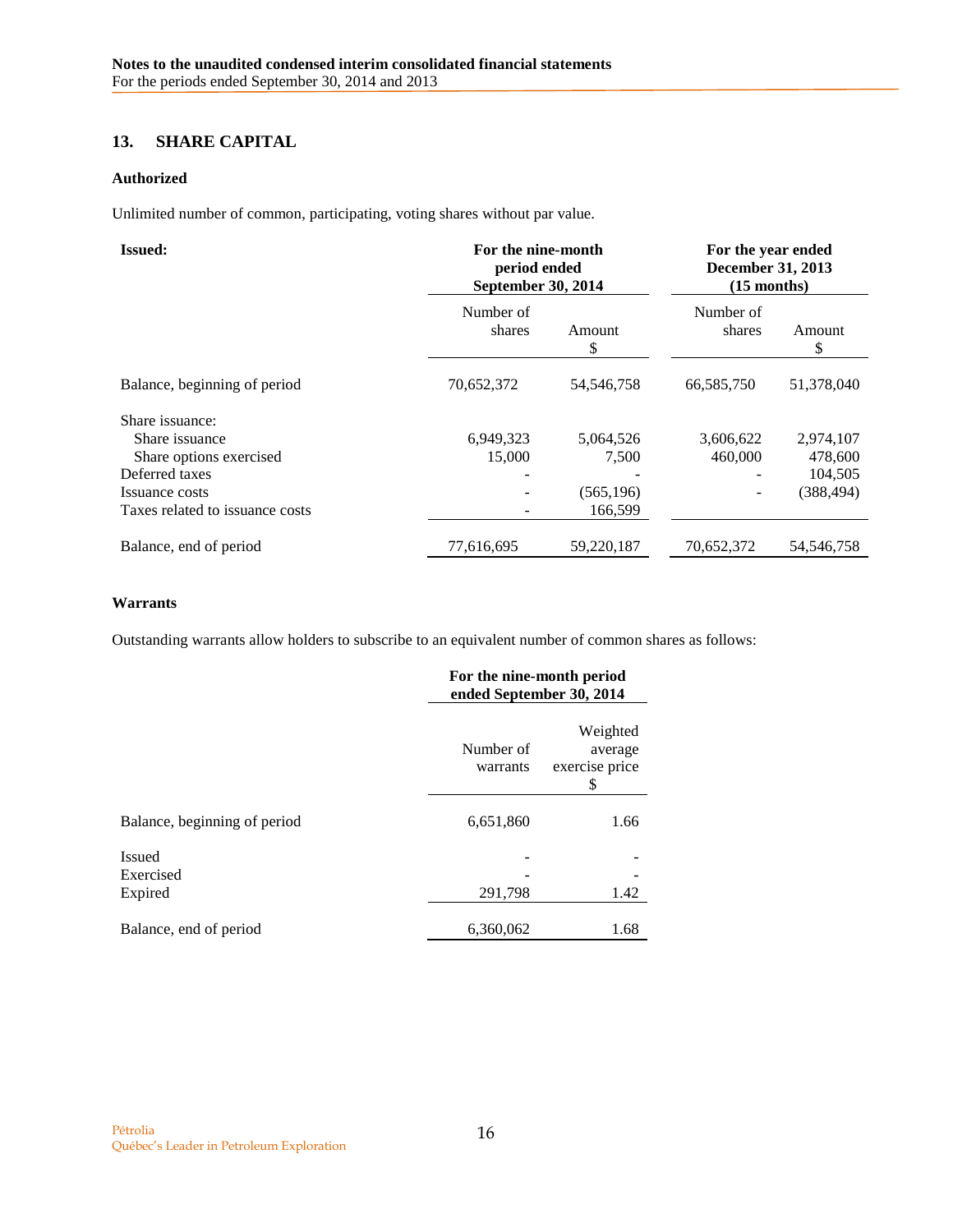## 13. SHARE CAPITAL

**Authorized**

Unlimited number of common, participating, voting shares without par value.

| **Issued:** | **For the nine-month period ended September 30, 2014** | | **For the year ended December 31, 2013 (15 months)** | |
|---|---|---|---|---|
| | Number of shares | Amount $ | Number of shares | Amount $ |
| Balance, beginning of period | 70,652,372 | 54,546,758 | 66,585,750 | 51,378,040 |
| Share issuance: | | | | |
| Share issuance | 6,949,323 | 5,064,526 | 3,606,622 | 2,974,107 |
| Share options exercised | 15,000 | 7,500 | 460,000 | 478,600 |
| Deferred taxes | - | - | - | 104,505 |
| Issuance costs | - | (565,196) | - | (388,494) |
| Taxes related to issuance costs | - | 166,599 | | |
| Balance, end of period | 77,616,695 | 59,220,187 | 70,652,372 | 54,546,758 |

**Warrants**

Outstanding warrants allow holders to subscribe to an equivalent number of common shares as follows:

| | **For the nine-month period ended September 30, 2014** | |
|---|---|---|
| | Number of warrants | Weighted average exercise price $ |
| Balance, beginning of period | 6,651,860 | 1.66 |
| Issued | - | - |
| Exercised | - | - |
| Expired | 291,798 | 1.42 |
| Balance, end of period | 6,360,062 | 1.68 |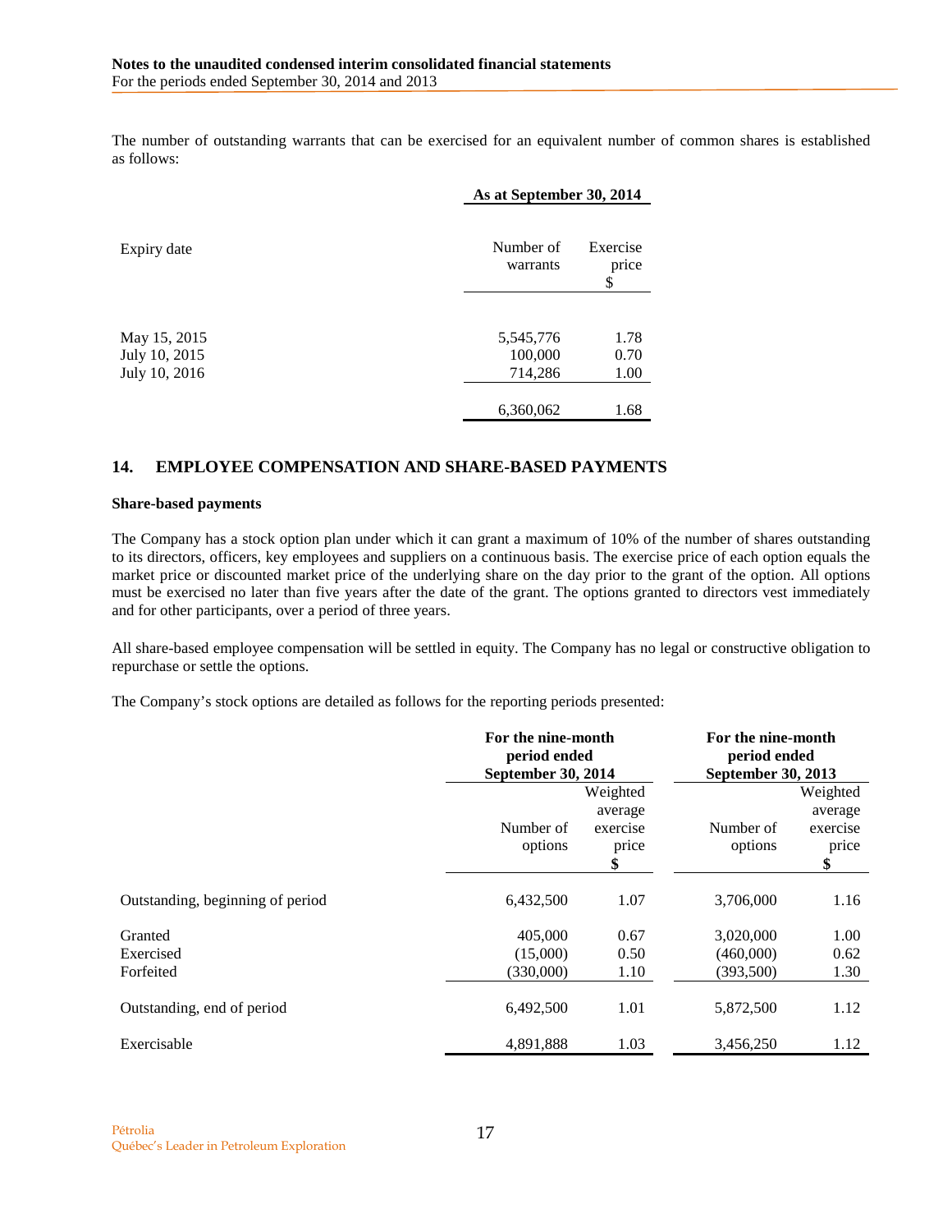The number of outstanding warrants that can be exercised for an equivalent number of common shares is established as follows:

| | As at September 30, 2014 | |
|---|---|---|
| Expiry date | Number of warrants | Exercise price $ |
| May 15, 2015 | 5,545,776 | 1.78 |
| July 10, 2015 | 100,000 | 0.70 |
| July 10, 2016 | 714,286 | 1.00 |
| | 6,360,062 | 1.68 |

## 14. EMPLOYEE COMPENSATION AND SHARE-BASED PAYMENTS

### Share-based payments

The Company has a stock option plan under which it can grant a maximum of 10% of the number of shares outstanding to its directors, officers, key employees and suppliers on a continuous basis. The exercise price of each option equals the market price or discounted market price of the underlying share on the day prior to the grant of the option. All options must be exercised no later than five years after the date of the grant. The options granted to directors vest immediately and for other participants, over a period of three years.

All share-based employee compensation will be settled in equity. The Company has no legal or constructive obligation to repurchase or settle the options.

The Company's stock options are detailed as follows for the reporting periods presented:

| | For the nine-month period ended September 30, 2014 | | For the nine-month period ended September 30, 2013 | |
|---|---|---|---|---|
| | Number of options | Weighted average exercise price $ | Number of options | Weighted average exercise price $ |
| Outstanding, beginning of period | 6,432,500 | 1.07 | 3,706,000 | 1.16 |
| Granted | 405,000 | 0.67 | 3,020,000 | 1.00 |
| Exercised | (15,000) | 0.50 | (460,000) | 0.62 |
| Forfeited | (330,000) | 1.10 | (393,500) | 1.30 |
| Outstanding, end of period | 6,492,500 | 1.01 | 5,872,500 | 1.12 |
| Exercisable | 4,891,888 | 1.03 | 3,456,250 | 1.12 |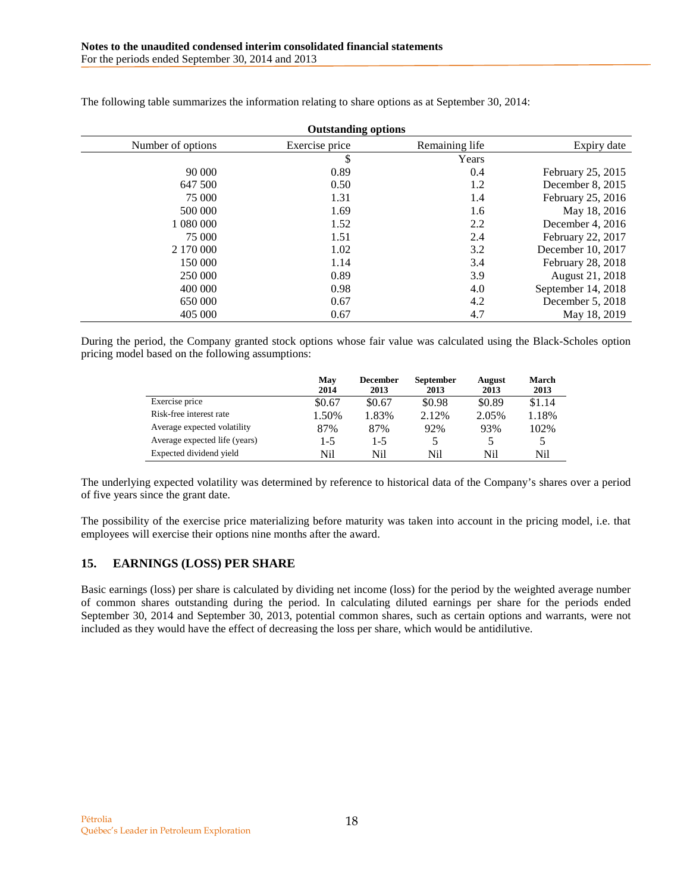The following table summarizes the information relating to share options as at September 30, 2014:

| Outstanding options | | | |
|---|---|---|---|
| Number of options | Exercise price | Remaining life | Expiry date |
| | $ | Years | |
| 90 000 | 0.89 | 0.4 | February 25, 2015 |
| 647 500 | 0.50 | 1.2 | December 8, 2015 |
| 75 000 | 1.31 | 1.4 | February 25, 2016 |
| 500 000 | 1.69 | 1.6 | May 18, 2016 |
| 1 080 000 | 1.52 | 2.2 | December 4, 2016 |
| 75 000 | 1.51 | 2.4 | February 22, 2017 |
| 2 170 000 | 1.02 | 3.2 | December 10, 2017 |
| 150 000 | 1.14 | 3.4 | February 28, 2018 |
| 250 000 | 0.89 | 3.9 | August 21, 2018 |
| 400 000 | 0.98 | 4.0 | September 14, 2018 |
| 650 000 | 0.67 | 4.2 | December 5, 2018 |
| 405 000 | 0.67 | 4.7 | May 18, 2019 |

During the period, the Company granted stock options whose fair value was calculated using the Black-Scholes option pricing model based on the following assumptions:

| | May 2014 | December 2013 | September 2013 | August 2013 | March 2013 |
|---|---|---|---|---|---|
| Exercise price | $0.67 | $0.67 | $0.98 | $0.89 | $1.14 |
| Risk-free interest rate | 1.50% | 1.83% | 2.12% | 2.05% | 1.18% |
| Average expected volatility | 87% | 87% | 92% | 93% | 102% |
| Average expected life (years) | 1-5 | 1-5 | 5 | 5 | 5 |
| Expected dividend yield | Nil | Nil | Nil | Nil | Nil |

The underlying expected volatility was determined by reference to historical data of the Company's shares over a period of five years since the grant date.

The possibility of the exercise price materializing before maturity was taken into account in the pricing model, i.e. that employees will exercise their options nine months after the award.

## 15. EARNINGS (LOSS) PER SHARE

Basic earnings (loss) per share is calculated by dividing net income (loss) for the period by the weighted average number of common shares outstanding during the period. In calculating diluted earnings per share for the periods ended September 30, 2014 and September 30, 2013, potential common shares, such as certain options and warrants, were not included as they would have the effect of decreasing the loss per share, which would be antidilutive.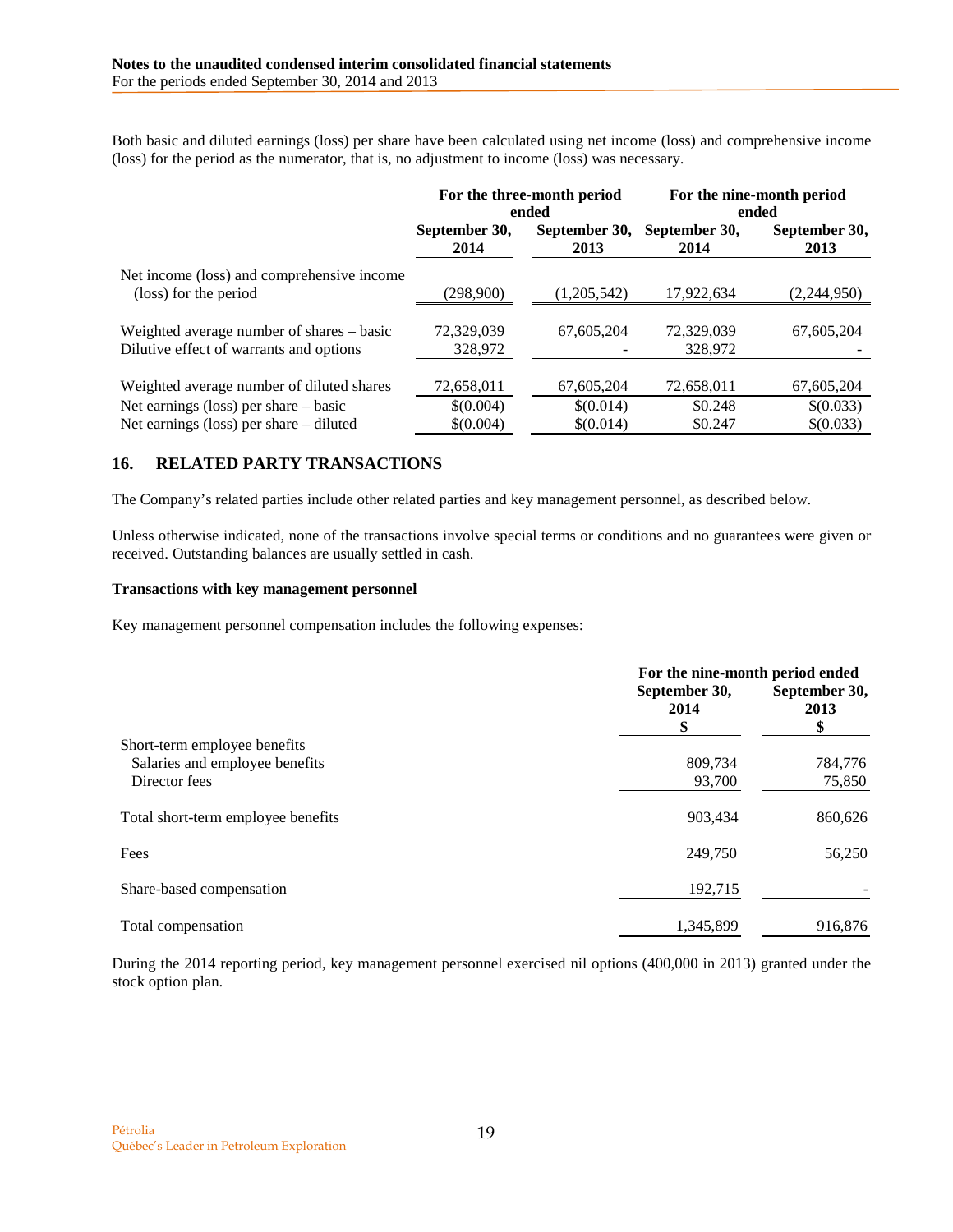Both basic and diluted earnings (loss) per share have been calculated using net income (loss) and comprehensive income (loss) for the period as the numerator, that is, no adjustment to income (loss) was necessary.

| | For the three-month period ended | | For the nine-month period ended | |
|---|---|---|---|---|
| | September 30, 2014 | September 30, 2013 | September 30, 2014 | September 30, 2013 |
| Net income (loss) and comprehensive income (loss) for the period | (298,900) | (1,205,542) | 17,922,634 | (2,244,950) |
| Weighted average number of shares – basic | 72,329,039 | 67,605,204 | 72,329,039 | 67,605,204 |
| Dilutive effect of warrants and options | 328,972 | - | 328,972 | - |
| Weighted average number of diluted shares | 72,658,011 | 67,605,204 | 72,658,011 | 67,605,204 |
| Net earnings (loss) per share – basic | $(0.004) | $(0.014) | $0.248 | $(0.033) |
| Net earnings (loss) per share – diluted | $(0.004) | $(0.014) | $0.247 | $(0.033) |

## 16. RELATED PARTY TRANSACTIONS

The Company's related parties include other related parties and key management personnel, as described below.

Unless otherwise indicated, none of the transactions involve special terms or conditions and no guarantees were given or received. Outstanding balances are usually settled in cash.

**Transactions with key management personnel**

Key management personnel compensation includes the following expenses:

| | For the nine-month period ended | |
|---|---|---|
| | September 30, 2014 $ | September 30, 2013 $ |
| Short-term employee benefits | | |
| Salaries and employee benefits | 809,734 | 784,776 |
| Director fees | 93,700 | 75,850 |
| Total short-term employee benefits | 903,434 | 860,626 |
| Fees | 249,750 | 56,250 |
| Share-based compensation | 192,715 | - |
| Total compensation | 1,345,899 | 916,876 |

During the 2014 reporting period, key management personnel exercised nil options (400,000 in 2013) granted under the stock option plan.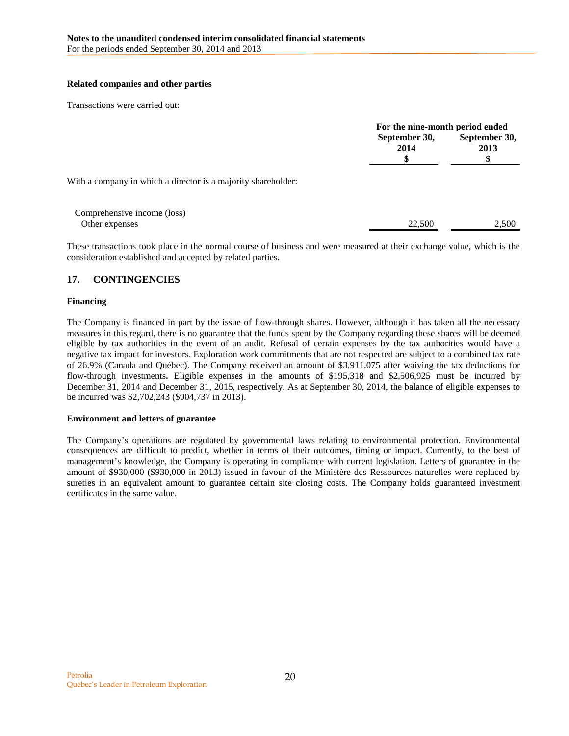**Related companies and other parties**

Transactions were carried out:

| | For the nine-month period ended | |
|---|---|---|
| | September 30, 2014 $ | September 30, 2013 $ |
| With a company in which a director is a majority shareholder: | | |
| Comprehensive income (loss) | | |
| Other expenses | 22,500 | 2,500 |

These transactions took place in the normal course of business and were measured at their exchange value, which is the consideration established and accepted by related parties.

## 17. CONTINGENCIES

**Financing**

The Company is financed in part by the issue of flow-through shares. However, although it has taken all the necessary measures in this regard, there is no guarantee that the funds spent by the Company regarding these shares will be deemed eligible by tax authorities in the event of an audit. Refusal of certain expenses by the tax authorities would have a negative tax impact for investors. Exploration work commitments that are not respected are subject to a combined tax rate of 26.9% (Canada and Québec). The Company received an amount of $3,911,075 after waiving the tax deductions for flow-through investments**.** Eligible expenses in the amounts of $195,318 and $2,506,925 must be incurred by December 31, 2014 and December 31, 2015, respectively. As at September 30, 2014, the balance of eligible expenses to be incurred was $2,702,243 ($904,737 in 2013).

**Environment and letters of guarantee**

The Company's operations are regulated by governmental laws relating to environmental protection. Environmental consequences are difficult to predict, whether in terms of their outcomes, timing or impact. Currently, to the best of management's knowledge, the Company is operating in compliance with current legislation. Letters of guarantee in the amount of $930,000 ($930,000 in 2013) issued in favour of the Ministère des Ressources naturelles were replaced by sureties in an equivalent amount to guarantee certain site closing costs. The Company holds guaranteed investment certificates in the same value.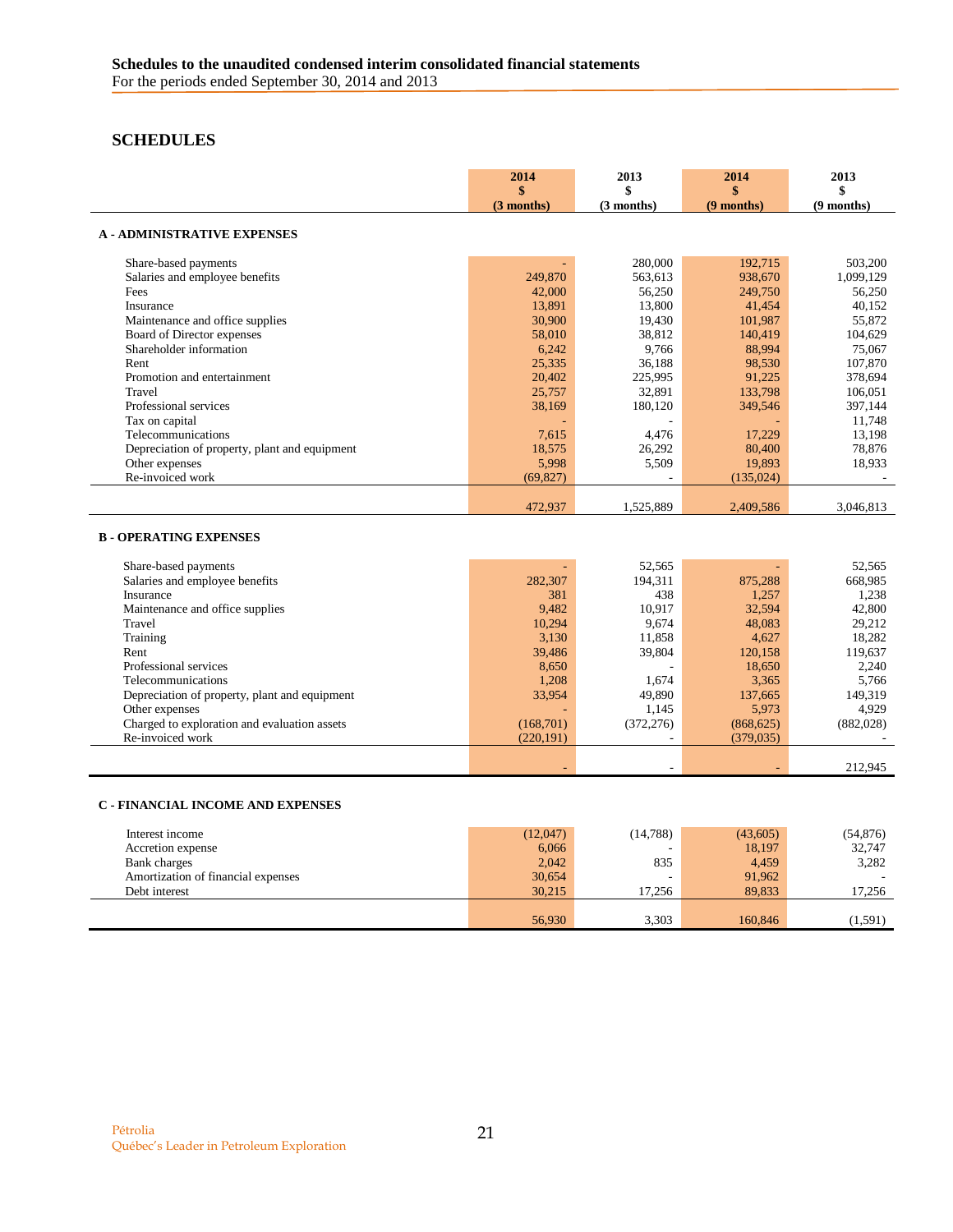**Schedules to the unaudited condensed interim consolidated financial statements**
For the periods ended September 30, 2014 and 2013

## SCHEDULES

| | 2014<br>$<br>(3 months) | 2013<br>$<br>(3 months) | 2014<br>$<br>(9 months) | 2013<br>$<br>(9 months) |
|---|---|---|---|---|
| **A - ADMINISTRATIVE EXPENSES** | | | | |
| Share-based payments | - | 280,000 | 192,715 | 503,200 |
| Salaries and employee benefits | 249,870 | 563,613 | 938,670 | 1,099,129 |
| Fees | 42,000 | 56,250 | 249,750 | 56,250 |
| Insurance | 13,891 | 13,800 | 41,454 | 40,152 |
| Maintenance and office supplies | 30,900 | 19,430 | 101,987 | 55,872 |
| Board of Director expenses | 58,010 | 38,812 | 140,419 | 104,629 |
| Shareholder information | 6,242 | 9,766 | 88,994 | 75,067 |
| Rent | 25,335 | 36,188 | 98,530 | 107,870 |
| Promotion and entertainment | 20,402 | 225,995 | 91,225 | 378,694 |
| Travel | 25,757 | 32,891 | 133,798 | 106,051 |
| Professional services | 38,169 | 180,120 | 349,546 | 397,144 |
| Tax on capital | - | - | - | 11,748 |
| Telecommunications | 7,615 | 4,476 | 17,229 | 13,198 |
| Depreciation of property, plant and equipment | 18,575 | 26,292 | 80,400 | 78,876 |
| Other expenses | 5,998 | 5,509 | 19,893 | 18,933 |
| Re-invoiced work | (69,827) | - | (135,024) | - |
| | 472,937 | 1,525,889 | 2,409,586 | 3,046,813 |
| **B - OPERATING EXPENSES** | | | | |
| Share-based payments | - | 52,565 | - | 52,565 |
| Salaries and employee benefits | 282,307 | 194,311 | 875,288 | 668,985 |
| Insurance | 381 | 438 | 1,257 | 1,238 |
| Maintenance and office supplies | 9,482 | 10,917 | 32,594 | 42,800 |
| Travel | 10,294 | 9,674 | 48,083 | 29,212 |
| Training | 3,130 | 11,858 | 4,627 | 18,282 |
| Rent | 39,486 | 39,804 | 120,158 | 119,637 |
| Professional services | 8,650 | - | 18,650 | 2,240 |
| Telecommunications | 1,208 | 1,674 | 3,365 | 5,766 |
| Depreciation of property, plant and equipment | 33,954 | 49,890 | 137,665 | 149,319 |
| Other expenses | - | 1,145 | 5,973 | 4,929 |
| Charged to exploration and evaluation assets | (168,701) | (372,276) | (868,625) | (882,028) |
| Re-invoiced work | (220,191) | - | (379,035) | - |
| | - | - | - | 212,945 |
| **C - FINANCIAL INCOME AND EXPENSES** | | | | |
| Interest income | (12,047) | (14,788) | (43,605) | (54,876) |
| Accretion expense | 6,066 | - | 18,197 | 32,747 |
| Bank charges | 2,042 | 835 | 4,459 | 3,282 |
| Amortization of financial expenses | 30,654 | - | 91,962 | - |
| Debt interest | 30,215 | 17,256 | 89,833 | 17,256 |
| | 56,930 | 3,303 | 160,846 | (1,591) |